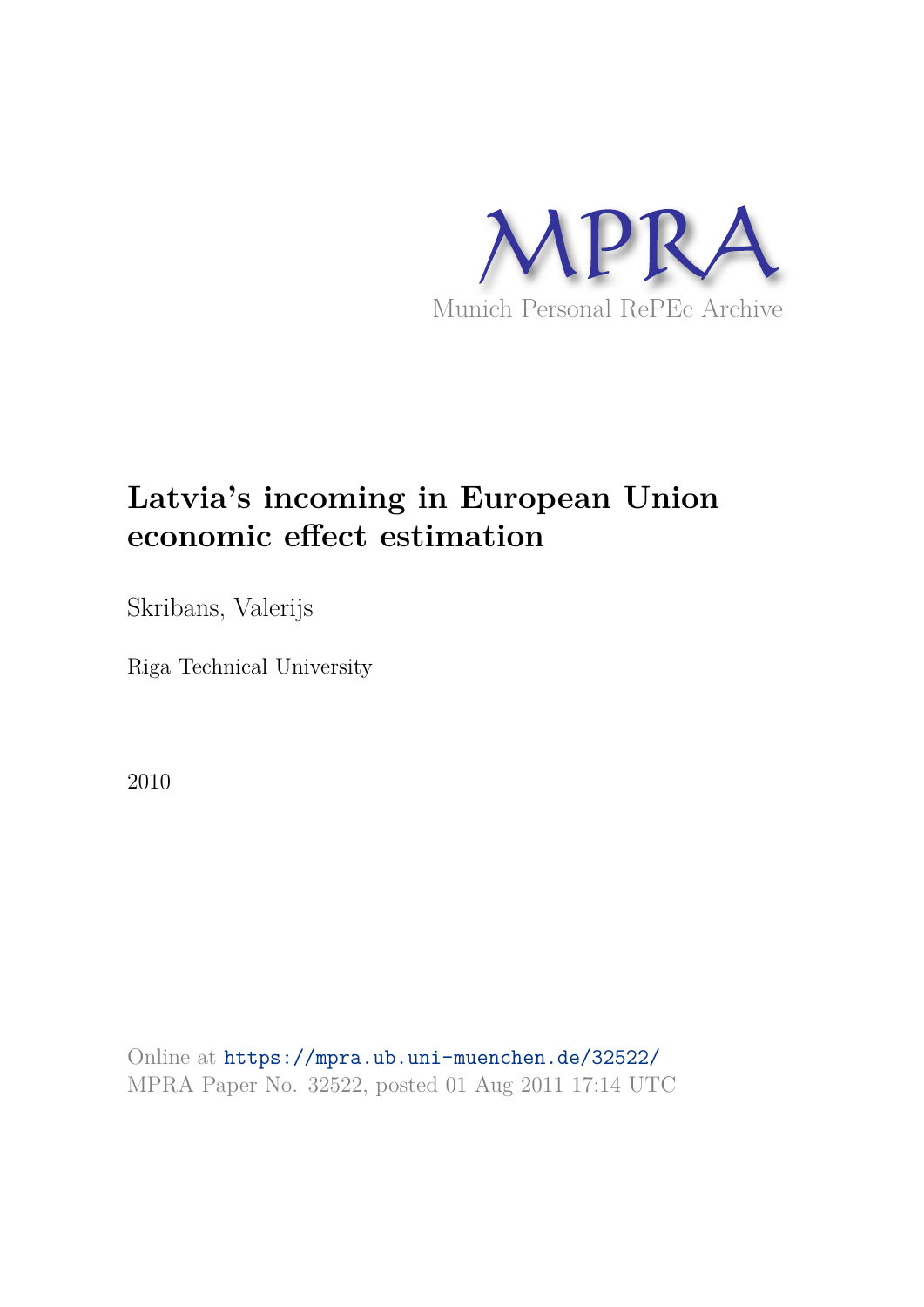MPRA

Munich Personal RePEc Archive

# Latvia's incoming in European Union economic effect estimation

Skribans, Valerijs

Riga Technical University

2010

Online at https://mpra.ub.uni-muenchen.de/32522/
MPRA Paper No. 32522, posted 01 Aug 2011 17:14 UTC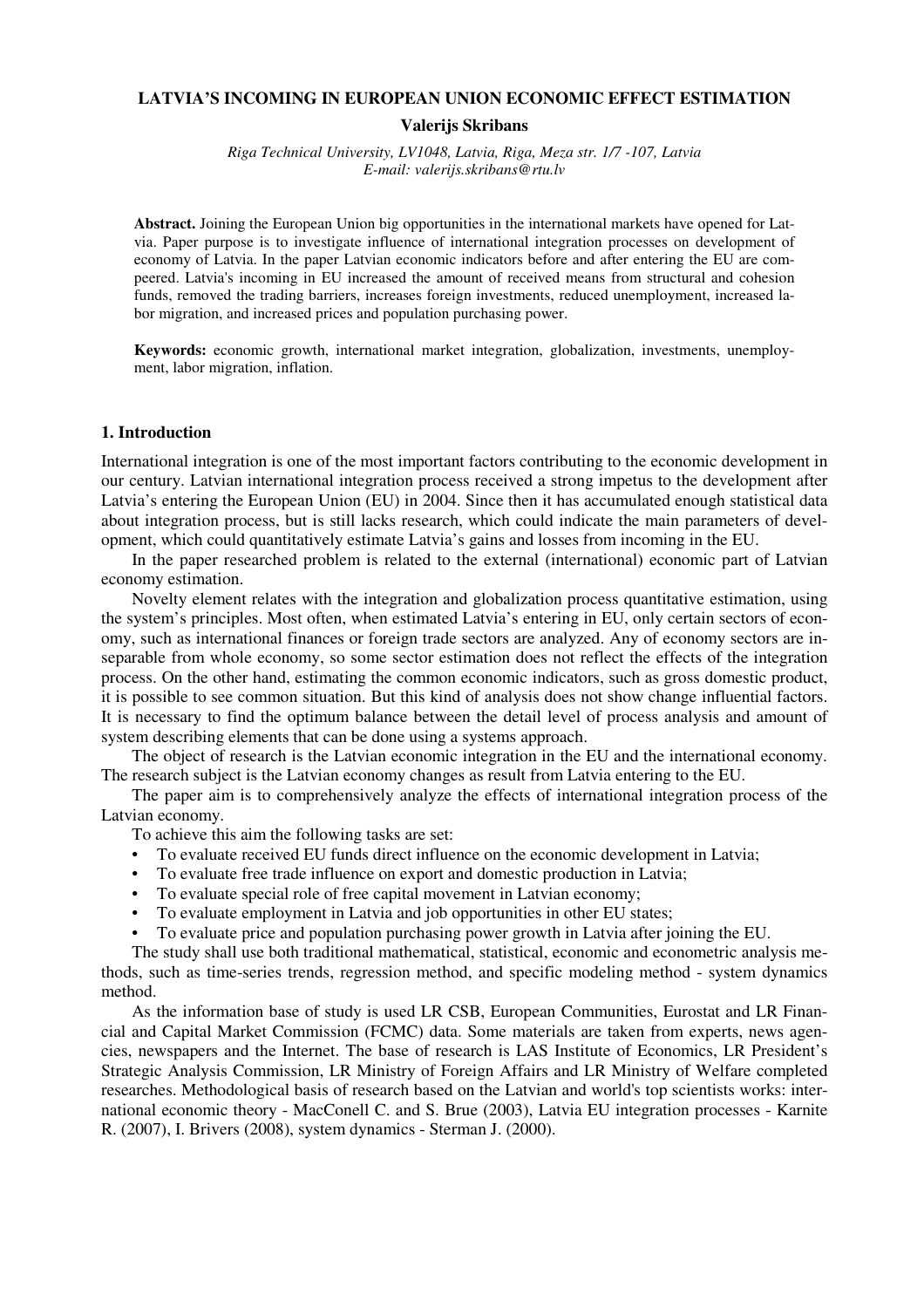**LATVIA'S INCOMING IN EUROPEAN UNION ECONOMIC EFFECT ESTIMATION**

**Valerijs Skribans**

*Riga Technical University, LV1048, Latvia, Riga, Meza str. 1/7 -107, Latvia*
*E-mail: valerijs.skribans@rtu.lv*

**Abstract.** Joining the European Union big opportunities in the international markets have opened for Latvia. Paper purpose is to investigate influence of international integration processes on development of economy of Latvia. In the paper Latvian economic indicators before and after entering the EU are compeered. Latvia's incoming in EU increased the amount of received means from structural and cohesion funds, removed the trading barriers, increases foreign investments, reduced unemployment, increased labor migration, and increased prices and population purchasing power.

**Keywords:** economic growth, international market integration, globalization, investments, unemployment, labor migration, inflation.

## 1. Introduction

International integration is one of the most important factors contributing to the economic development in our century. Latvian international integration process received a strong impetus to the development after Latvia's entering the European Union (EU) in 2004. Since then it has accumulated enough statistical data about integration process, but is still lacks research, which could indicate the main parameters of development, which could quantitatively estimate Latvia's gains and losses from incoming in the EU.

In the paper researched problem is related to the external (international) economic part of Latvian economy estimation.

Novelty element relates with the integration and globalization process quantitative estimation, using the system's principles. Most often, when estimated Latvia's entering in EU, only certain sectors of economy, such as international finances or foreign trade sectors are analyzed. Any of economy sectors are inseparable from whole economy, so some sector estimation does not reflect the effects of the integration process. On the other hand, estimating the common economic indicators, such as gross domestic product, it is possible to see common situation. But this kind of analysis does not show change influential factors. It is necessary to find the optimum balance between the detail level of process analysis and amount of system describing elements that can be done using a systems approach.

The object of research is the Latvian economic integration in the EU and the international economy. The research subject is the Latvian economy changes as result from Latvia entering to the EU.

The paper aim is to comprehensively analyze the effects of international integration process of the Latvian economy.

To achieve this aim the following tasks are set:

- To evaluate received EU funds direct influence on the economic development in Latvia;
- To evaluate free trade influence on export and domestic production in Latvia;
- To evaluate special role of free capital movement in Latvian economy;
- To evaluate employment in Latvia and job opportunities in other EU states;
- To evaluate price and population purchasing power growth in Latvia after joining the EU.

The study shall use both traditional mathematical, statistical, economic and econometric analysis methods, such as time-series trends, regression method, and specific modeling method - system dynamics method.

As the information base of study is used LR CSB, European Communities, Eurostat and LR Financial and Capital Market Commission (FCMC) data. Some materials are taken from experts, news agencies, newspapers and the Internet. The base of research is LAS Institute of Economics, LR President's Strategic Analysis Commission, LR Ministry of Foreign Affairs and LR Ministry of Welfare completed researches. Methodological basis of research based on the Latvian and world's top scientists works: international economic theory - MacConell C. and S. Brue (2003), Latvia EU integration processes - Karnite R. (2007), I. Brivers (2008), system dynamics - Sterman J. (2000).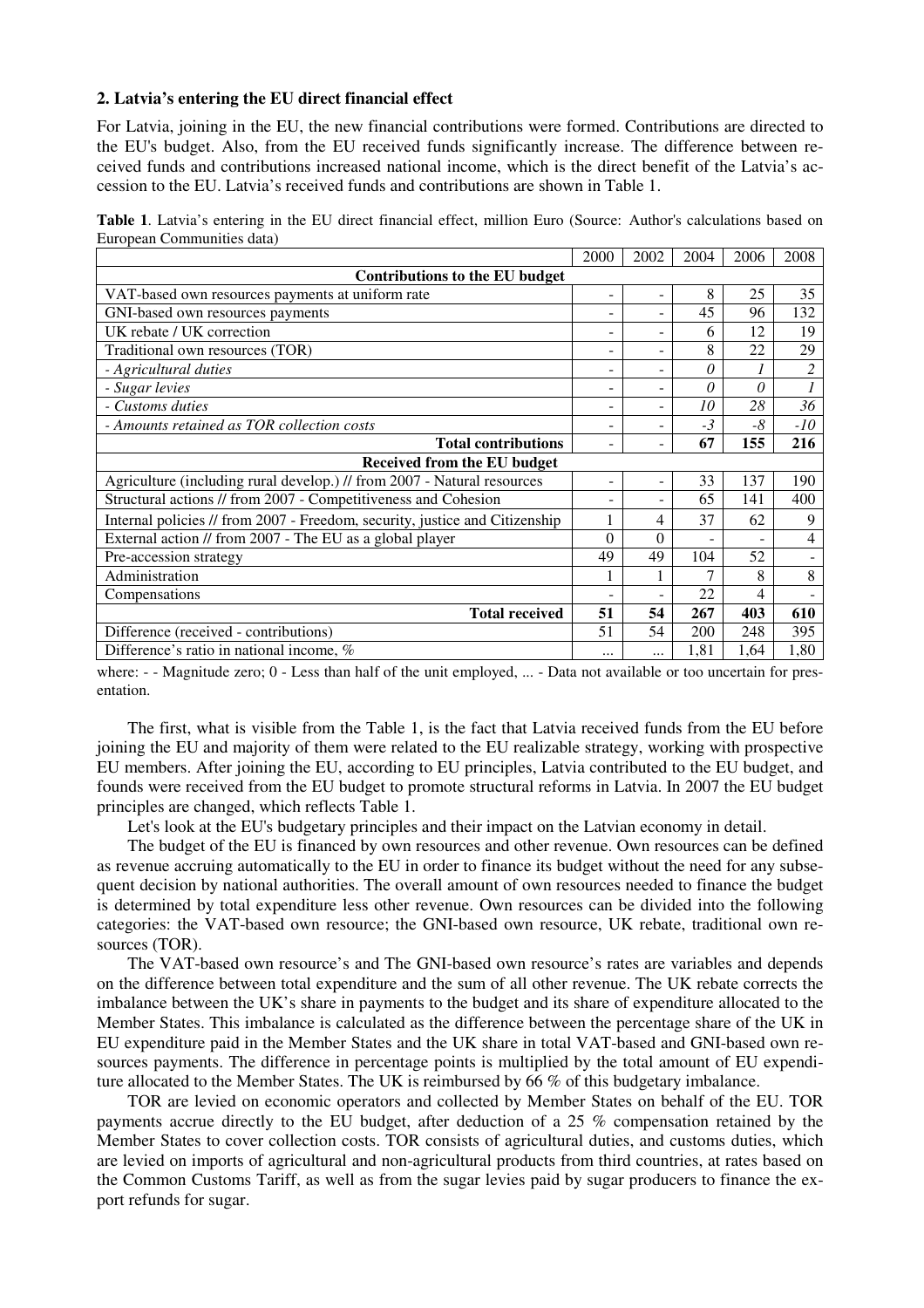## 2. Latvia's entering the EU direct financial effect

For Latvia, joining in the EU, the new financial contributions were formed. Contributions are directed to the EU's budget. Also, from the EU received funds significantly increase. The difference between received funds and contributions increased national income, which is the direct benefit of the Latvia's accession to the EU. Latvia's received funds and contributions are shown in Table 1.

**Table 1**. Latvia's entering in the EU direct financial effect, million Euro (Source: Author's calculations based on European Communities data)

| | 2000 | 2002 | 2004 | 2006 | 2008 |
|---|---|---|---|---|---|
| **Contributions to the EU budget** | | | | | |
| VAT-based own resources payments at uniform rate | - | - | 8 | 25 | 35 |
| GNI-based own resources payments | - | - | 45 | 96 | 132 |
| UK rebate / UK correction | - | - | 6 | 12 | 19 |
| Traditional own resources (TOR) | - | - | 8 | 22 | 29 |
| *- Agricultural duties* | - | - | *0* | *1* | *2* |
| *- Sugar levies* | - | - | *0* | *0* | *1* |
| *- Customs duties* | - | - | *10* | *28* | *36* |
| *- Amounts retained as TOR collection costs* | - | - | *-3* | *-8* | *-10* |
| **Total contributions** | - | - | **67** | **155** | **216** |
| **Received from the EU budget** | | | | | |
| Agriculture (including rural develop.) // from 2007 - Natural resources | - | - | 33 | 137 | 190 |
| Structural actions // from 2007 - Competitiveness and Cohesion | - | - | 65 | 141 | 400 |
| Internal policies // from 2007 - Freedom, security, justice and Citizenship | 1 | 4 | 37 | 62 | 9 |
| External action // from 2007 - The EU as a global player | 0 | 0 | - | - | 4 |
| Pre-accession strategy | 49 | 49 | 104 | 52 | - |
| Administration | 1 | 1 | 7 | 8 | 8 |
| Compensations | - | - | 22 | 4 | - |
| **Total received** | **51** | **54** | **267** | **403** | **610** |
| Difference (received - contributions) | 51 | 54 | 200 | 248 | 395 |
| Difference's ratio in national income, % | ... | ... | 1,81 | 1,64 | 1,80 |

where: - - Magnitude zero; 0 - Less than half of the unit employed, ... - Data not available or too uncertain for presentation.

The first, what is visible from the Table 1, is the fact that Latvia received funds from the EU before joining the EU and majority of them were related to the EU realizable strategy, working with prospective EU members. After joining the EU, according to EU principles, Latvia contributed to the EU budget, and founds were received from the EU budget to promote structural reforms in Latvia. In 2007 the EU budget principles are changed, which reflects Table 1.

Let's look at the EU's budgetary principles and their impact on the Latvian economy in detail.

The budget of the EU is financed by own resources and other revenue. Own resources can be defined as revenue accruing automatically to the EU in order to finance its budget without the need for any subsequent decision by national authorities. The overall amount of own resources needed to finance the budget is determined by total expenditure less other revenue. Own resources can be divided into the following categories: the VAT-based own resource; the GNI-based own resource, UK rebate, traditional own resources (TOR).

The VAT-based own resource's and The GNI-based own resource's rates are variables and depends on the difference between total expenditure and the sum of all other revenue. The UK rebate corrects the imbalance between the UK's share in payments to the budget and its share of expenditure allocated to the Member States. This imbalance is calculated as the difference between the percentage share of the UK in EU expenditure paid in the Member States and the UK share in total VAT-based and GNI-based own resources payments. The difference in percentage points is multiplied by the total amount of EU expenditure allocated to the Member States. The UK is reimbursed by 66 % of this budgetary imbalance.

TOR are levied on economic operators and collected by Member States on behalf of the EU. TOR payments accrue directly to the EU budget, after deduction of a 25 % compensation retained by the Member States to cover collection costs. TOR consists of agricultural duties, and customs duties, which are levied on imports of agricultural and non-agricultural products from third countries, at rates based on the Common Customs Tariff, as well as from the sugar levies paid by sugar producers to finance the export refunds for sugar.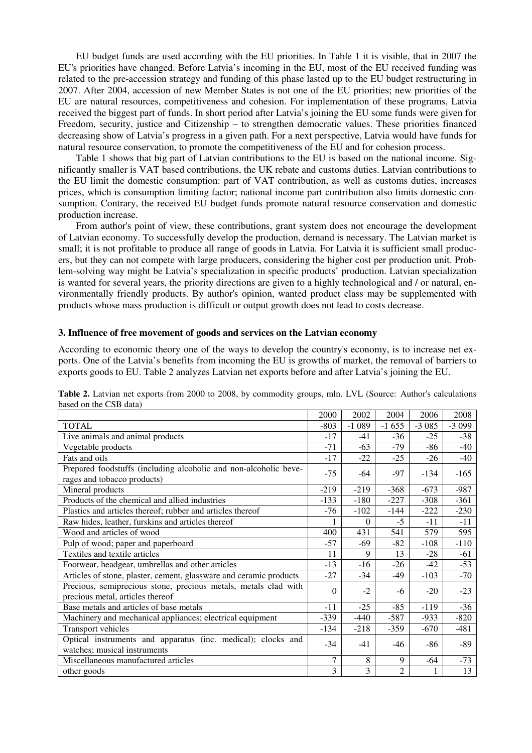EU budget funds are used according with the EU priorities. In Table 1 it is visible, that in 2007 the EU's priorities have changed. Before Latvia's incoming in the EU, most of the EU received funding was related to the pre-accession strategy and funding of this phase lasted up to the EU budget restructuring in 2007. After 2004, accession of new Member States is not one of the EU priorities; new priorities of the EU are natural resources, competitiveness and cohesion. For implementation of these programs, Latvia received the biggest part of funds. In short period after Latvia's joining the EU some funds were given for Freedom, security, justice and Citizenship – to strengthen democratic values. These priorities financed decreasing show of Latvia's progress in a given path. For a next perspective, Latvia would have funds for natural resource conservation, to promote the competitiveness of the EU and for cohesion process.

Table 1 shows that big part of Latvian contributions to the EU is based on the national income. Significantly smaller is VAT based contributions, the UK rebate and customs duties. Latvian contributions to the EU limit the domestic consumption: part of VAT contribution, as well as customs duties, increases prices, which is consumption limiting factor; national income part contribution also limits domestic consumption. Contrary, the received EU budget funds promote natural resource conservation and domestic production increase.

From author's point of view, these contributions, grant system does not encourage the development of Latvian economy. To successfully develop the production, demand is necessary. The Latvian market is small; it is not profitable to produce all range of goods in Latvia. For Latvia it is sufficient small producers, but they can not compete with large producers, considering the higher cost per production unit. Problem-solving way might be Latvia's specialization in specific products' production. Latvian specialization is wanted for several years, the priority directions are given to a highly technological and / or natural, environmentally friendly products. By author's opinion, wanted product class may be supplemented with products whose mass production is difficult or output growth does not lead to costs decrease.

### 3. Influence of free movement of goods and services on the Latvian economy

According to economic theory one of the ways to develop the country's economy, is to increase net exports. One of the Latvia's benefits from incoming the EU is growths of market, the removal of barriers to exports goods to EU. Table 2 analyzes Latvian net exports before and after Latvia's joining the EU.

**Table 2.** Latvian net exports from 2000 to 2008, by commodity groups, mln. LVL (Source: Author's calculations based on the CSB data)

| | 2000 | 2002 | 2004 | 2006 | 2008 |
|---|---|---|---|---|---|
| TOTAL | -803 | -1 089 | -1 655 | -3 085 | -3 099 |
| Live animals and animal products | -17 | -41 | -36 | -25 | -38 |
| Vegetable products | -71 | -63 | -79 | -86 | -40 |
| Fats and oils | -17 | -22 | -25 | -26 | -40 |
| Prepared foodstuffs (including alcoholic and non-alcoholic beverages and tobacco products) | -75 | -64 | -97 | -134 | -165 |
| Mineral products | -219 | -219 | -368 | -673 | -987 |
| Products of the chemical and allied industries | -133 | -180 | -227 | -308 | -361 |
| Plastics and articles thereof; rubber and articles thereof | -76 | -102 | -144 | -222 | -230 |
| Raw hides, leather, furskins and articles thereof | 1 | 0 | -5 | -11 | -11 |
| Wood and articles of wood | 400 | 431 | 541 | 579 | 595 |
| Pulp of wood; paper and paperboard | -57 | -69 | -82 | -108 | -110 |
| Textiles and textile articles | 11 | 9 | 13 | -28 | -61 |
| Footwear, headgear, umbrellas and other articles | -13 | -16 | -26 | -42 | -53 |
| Articles of stone, plaster, cement, glassware and ceramic products | -27 | -34 | -49 | -103 | -70 |
| Precious, semiprecious stone, precious metals, metals clad with precious metal, articles thereof | 0 | -2 | -6 | -20 | -23 |
| Base metals and articles of base metals | -11 | -25 | -85 | -119 | -36 |
| Machinery and mechanical appliances; electrical equipment | -339 | -440 | -587 | -933 | -820 |
| Transport vehicles | -134 | -218 | -359 | -670 | -481 |
| Optical instruments and apparatus (inc. medical); clocks and watches; musical instruments | -34 | -41 | -46 | -86 | -89 |
| Miscellaneous manufactured articles | 7 | 8 | 9 | -64 | -73 |
| other goods | 3 | 3 | 2 | 1 | 13 |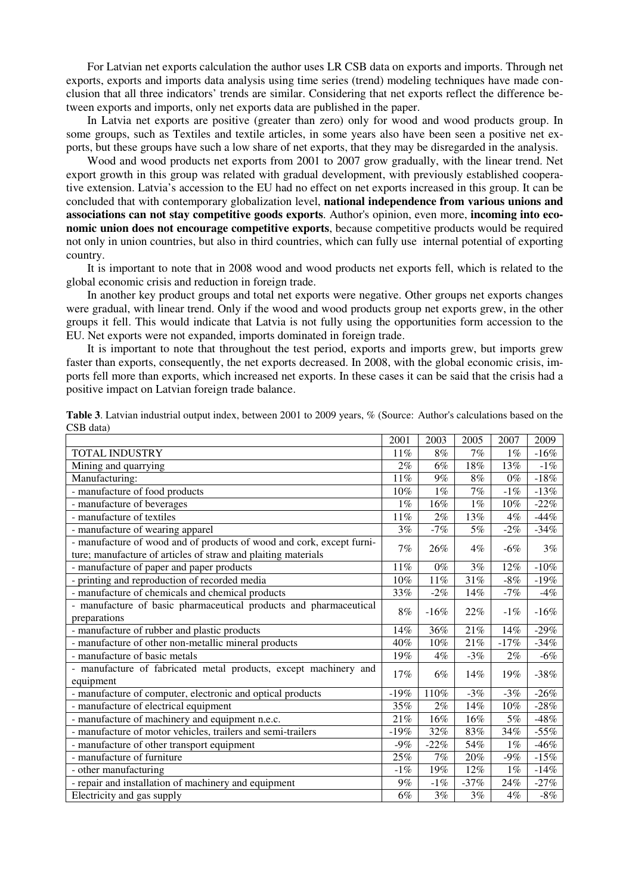For Latvian net exports calculation the author uses LR CSB data on exports and imports. Through net exports, exports and imports data analysis using time series (trend) modeling techniques have made conclusion that all three indicators' trends are similar. Considering that net exports reflect the difference between exports and imports, only net exports data are published in the paper.

In Latvia net exports are positive (greater than zero) only for wood and wood products group. In some groups, such as Textiles and textile articles, in some years also have been seen a positive net exports, but these groups have such a low share of net exports, that they may be disregarded in the analysis.

Wood and wood products net exports from 2001 to 2007 grow gradually, with the linear trend. Net export growth in this group was related with gradual development, with previously established cooperative extension. Latvia's accession to the EU had no effect on net exports increased in this group. It can be concluded that with contemporary globalization level, **national independence from various unions and associations can not stay competitive goods exports**. Author's opinion, even more, **incoming into economic union does not encourage competitive exports**, because competitive products would be required not only in union countries, but also in third countries, which can fully use internal potential of exporting country.

It is important to note that in 2008 wood and wood products net exports fell, which is related to the global economic crisis and reduction in foreign trade.

In another key product groups and total net exports were negative. Other groups net exports changes were gradual, with linear trend. Only if the wood and wood products group net exports grew, in the other groups it fell. This would indicate that Latvia is not fully using the opportunities form accession to the EU. Net exports were not expanded, imports dominated in foreign trade.

It is important to note that throughout the test period, exports and imports grew, but imports grew faster than exports, consequently, the net exports decreased. In 2008, with the global economic crisis, imports fell more than exports, which increased net exports. In these cases it can be said that the crisis had a positive impact on Latvian foreign trade balance.

**Table 3**. Latvian industrial output index, between 2001 to 2009 years, % (Source: Author's calculations based on the CSB data)

| | 2001 | 2003 | 2005 | 2007 | 2009 |
|---|---|---|---|---|---|
| TOTAL INDUSTRY | 11% | 8% | 7% | 1% | -16% |
| Mining and quarrying | 2% | 6% | 18% | 13% | -1% |
| Manufacturing: | 11% | 9% | 8% | 0% | -18% |
| - manufacture of food products | 10% | 1% | 7% | -1% | -13% |
| - manufacture of beverages | 1% | 16% | 1% | 10% | -22% |
| - manufacture of textiles | 11% | 2% | 13% | 4% | -44% |
| - manufacture of wearing apparel | 3% | -7% | 5% | -2% | -34% |
| - manufacture of wood and of products of wood and cork, except furniture; manufacture of articles of straw and plaiting materials | 7% | 26% | 4% | -6% | 3% |
| - manufacture of paper and paper products | 11% | 0% | 3% | 12% | -10% |
| - printing and reproduction of recorded media | 10% | 11% | 31% | -8% | -19% |
| - manufacture of chemicals and chemical products | 33% | -2% | 14% | -7% | -4% |
| - manufacture of basic pharmaceutical products and pharmaceutical preparations | 8% | -16% | 22% | -1% | -16% |
| - manufacture of rubber and plastic products | 14% | 36% | 21% | 14% | -29% |
| - manufacture of other non-metallic mineral products | 40% | 10% | 21% | -17% | -34% |
| - manufacture of basic metals | 19% | 4% | -3% | 2% | -6% |
| - manufacture of fabricated metal products, except machinery and equipment | 17% | 6% | 14% | 19% | -38% |
| - manufacture of computer, electronic and optical products | -19% | 110% | -3% | -3% | -26% |
| - manufacture of electrical equipment | 35% | 2% | 14% | 10% | -28% |
| - manufacture of machinery and equipment n.e.c. | 21% | 16% | 16% | 5% | -48% |
| - manufacture of motor vehicles, trailers and semi-trailers | -19% | 32% | 83% | 34% | -55% |
| - manufacture of other transport equipment | -9% | -22% | 54% | 1% | -46% |
| - manufacture of furniture | 25% | 7% | 20% | -9% | -15% |
| - other manufacturing | -1% | 19% | 12% | 1% | -14% |
| - repair and installation of machinery and equipment | 9% | -1% | -37% | 24% | -27% |
| Electricity and gas supply | 6% | 3% | 3% | 4% | -8% |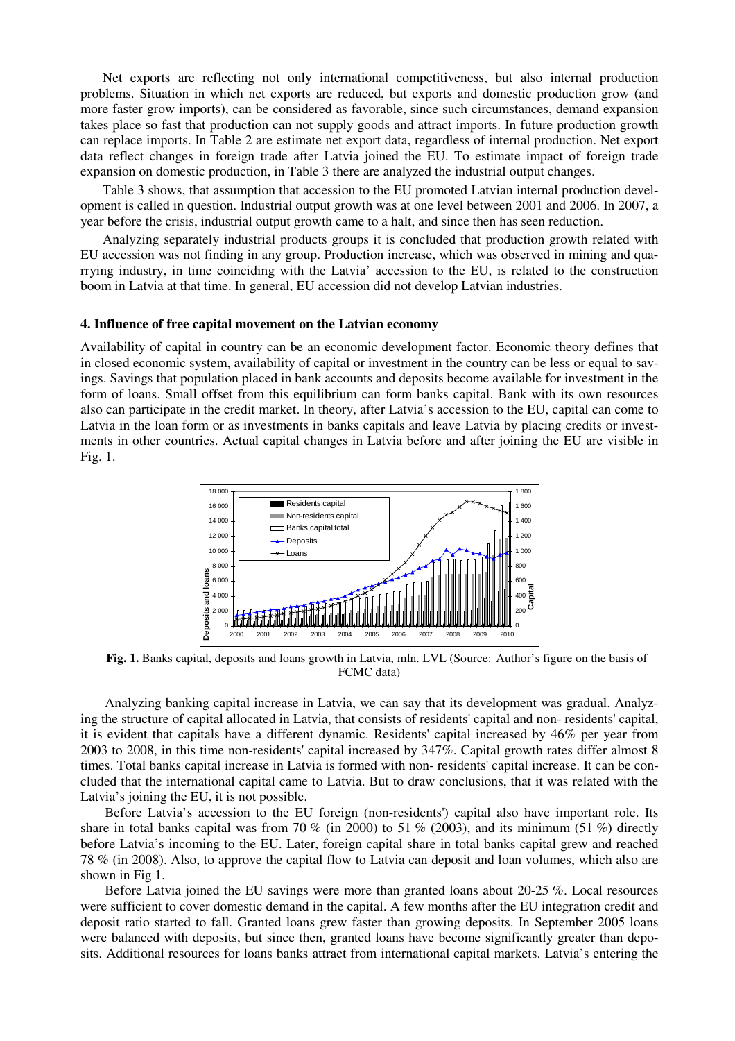Net exports are reflecting not only international competitiveness, but also internal production problems. Situation in which net exports are reduced, but exports and domestic production grow (and more faster grow imports), can be considered as favorable, since such circumstances, demand expansion takes place so fast that production can not supply goods and attract imports. In future production growth can replace imports. In Table 2 are estimate net export data, regardless of internal production. Net export data reflect changes in foreign trade after Latvia joined the EU. To estimate impact of foreign trade expansion on domestic production, in Table 3 there are analyzed the industrial output changes.

Table 3 shows, that assumption that accession to the EU promoted Latvian internal production development is called in question. Industrial output growth was at one level between 2001 and 2006. In 2007, a year before the crisis, industrial output growth came to a halt, and since then has seen reduction.

Analyzing separately industrial products groups it is concluded that production growth related with EU accession was not finding in any group. Production increase, which was observed in mining and quarrying industry, in time coinciding with the Latvia' accession to the EU, is related to the construction boom in Latvia at that time. In general, EU accession did not develop Latvian industries.

### 4. Influence of free capital movement on the Latvian economy

Availability of capital in country can be an economic development factor. Economic theory defines that in closed economic system, availability of capital or investment in the country can be less or equal to savings. Savings that population placed in bank accounts and deposits become available for investment in the form of loans. Small offset from this equilibrium can form banks capital. Bank with its own resources also can participate in the credit market. In theory, after Latvia's accession to the EU, capital can come to Latvia in the loan form or as investments in banks capitals and leave Latvia by placing credits or investments in other countries. Actual capital changes in Latvia before and after joining the EU are visible in Fig. 1.

**Fig. 1.** Banks capital, deposits and loans growth in Latvia, mln. LVL (Source: Author's figure on the basis of FCMC data)

Analyzing banking capital increase in Latvia, we can say that its development was gradual. Analyzing the structure of capital allocated in Latvia, that consists of residents' capital and non- residents' capital, it is evident that capitals have a different dynamic. Residents' capital increased by 46% per year from 2003 to 2008, in this time non-residents' capital increased by 347%. Capital growth rates differ almost 8 times. Total banks capital increase in Latvia is formed with non- residents' capital increase. It can be concluded that the international capital came to Latvia. But to draw conclusions, that it was related with the Latvia's joining the EU, it is not possible.

Before Latvia's accession to the EU foreign (non-residents') capital also have important role. Its share in total banks capital was from 70 % (in 2000) to 51 % (2003), and its minimum (51 %) directly before Latvia's incoming to the EU. Later, foreign capital share in total banks capital grew and reached 78 % (in 2008). Also, to approve the capital flow to Latvia can deposit and loan volumes, which also are shown in Fig 1.

Before Latvia joined the EU savings were more than granted loans about 20-25 %. Local resources were sufficient to cover domestic demand in the capital. A few months after the EU integration credit and deposit ratio started to fall. Granted loans grew faster than growing deposits. In September 2005 loans were balanced with deposits, but since then, granted loans have become significantly greater than deposits. Additional resources for loans banks attract from international capital markets. Latvia's entering the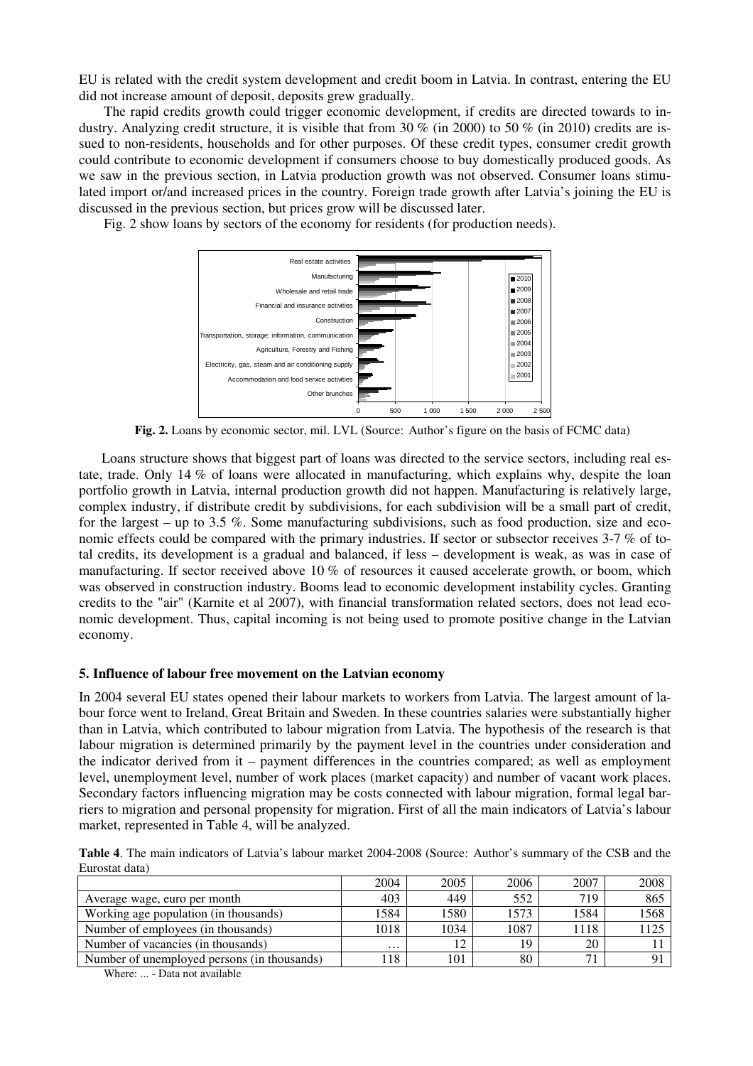EU is related with the credit system development and credit boom in Latvia. In contrast, entering the EU did not increase amount of deposit, deposits grew gradually.

The rapid credits growth could trigger economic development, if credits are directed towards to industry. Analyzing credit structure, it is visible that from 30 % (in 2000) to 50 % (in 2010) credits are issued to non-residents, households and for other purposes. Of these credit types, consumer credit growth could contribute to economic development if consumers choose to buy domestically produced goods. As we saw in the previous section, in Latvia production growth was not observed. Consumer loans stimulated import or/and increased prices in the country. Foreign trade growth after Latvia's joining the EU is discussed in the previous section, but prices grow will be discussed later.

Fig. 2 show loans by sectors of the economy for residents (for production needs).

**Fig. 2.** Loans by economic sector, mil. LVL (Source: Author's figure on the basis of FCMC data)

Loans structure shows that biggest part of loans was directed to the service sectors, including real estate, trade. Only 14 % of loans were allocated in manufacturing, which explains why, despite the loan portfolio growth in Latvia, internal production growth did not happen. Manufacturing is relatively large, complex industry, if distribute credit by subdivisions, for each subdivision will be a small part of credit, for the largest – up to 3.5 %. Some manufacturing subdivisions, such as food production, size and economic effects could be compared with the primary industries. If sector or subsector receives 3-7 % of total credits, its development is a gradual and balanced, if less – development is weak, as was in case of manufacturing. If sector received above 10 % of resources it caused accelerate growth, or boom, which was observed in construction industry. Booms lead to economic development instability cycles. Granting credits to the "air" (Karnite et al 2007), with financial transformation related sectors, does not lead economic development. Thus, capital incoming is not being used to promote positive change in the Latvian economy.

## 5. Influence of labour free movement on the Latvian economy

In 2004 several EU states opened their labour markets to workers from Latvia. The largest amount of labour force went to Ireland, Great Britain and Sweden. In these countries salaries were substantially higher than in Latvia, which contributed to labour migration from Latvia. The hypothesis of the research is that labour migration is determined primarily by the payment level in the countries under consideration and the indicator derived from it – payment differences in the countries compared; as well as employment level, unemployment level, number of work places (market capacity) and number of vacant work places. Secondary factors influencing migration may be costs connected with labour migration, formal legal barriers to migration and personal propensity for migration. First of all the main indicators of Latvia's labour market, represented in Table 4, will be analyzed.

**Table 4**. The main indicators of Latvia's labour market 2004-2008 (Source: Author's summary of the CSB and the Eurostat data)

| | 2004 | 2005 | 2006 | 2007 | 2008 |
|---|---|---|---|---|---|
| Average wage, euro per month | 403 | 449 | 552 | 719 | 865 |
| Working age population (in thousands) | 1584 | 1580 | 1573 | 1584 | 1568 |
| Number of employees (in thousands) | 1018 | 1034 | 1087 | 1118 | 1125 |
| Number of vacancies (in thousands) | ... | 12 | 19 | 20 | 11 |
| Number of unemployed persons (in thousands) | 118 | 101 | 80 | 71 | 91 |

Where: ... - Data not available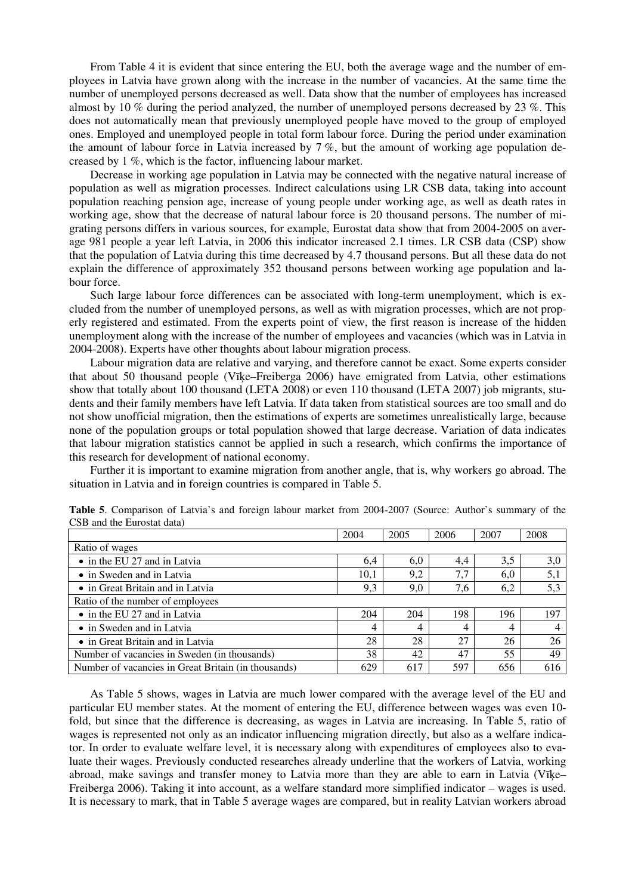From Table 4 it is evident that since entering the EU, both the average wage and the number of employees in Latvia have grown along with the increase in the number of vacancies. At the same time the number of unemployed persons decreased as well. Data show that the number of employees has increased almost by 10 % during the period analyzed, the number of unemployed persons decreased by 23 %. This does not automatically mean that previously unemployed people have moved to the group of employed ones. Employed and unemployed people in total form labour force. During the period under examination the amount of labour force in Latvia increased by 7 %, but the amount of working age population decreased by 1 %, which is the factor, influencing labour market.

Decrease in working age population in Latvia may be connected with the negative natural increase of population as well as migration processes. Indirect calculations using LR CSB data, taking into account population reaching pension age, increase of young people under working age, as well as death rates in working age, show that the decrease of natural labour force is 20 thousand persons. The number of migrating persons differs in various sources, for example, Eurostat data show that from 2004-2005 on average 981 people a year left Latvia, in 2006 this indicator increased 2.1 times. LR CSB data (CSP) show that the population of Latvia during this time decreased by 4.7 thousand persons. But all these data do not explain the difference of approximately 352 thousand persons between working age population and labour force.

Such large labour force differences can be associated with long-term unemployment, which is excluded from the number of unemployed persons, as well as with migration processes, which are not properly registered and estimated. From the experts point of view, the first reason is increase of the hidden unemployment along with the increase of the number of employees and vacancies (which was in Latvia in 2004-2008). Experts have other thoughts about labour migration process.

Labour migration data are relative and varying, and therefore cannot be exact. Some experts consider that about 50 thousand people (Vīķe–Freiberga 2006) have emigrated from Latvia, other estimations show that totally about 100 thousand (LETA 2008) or even 110 thousand (LETA 2007) job migrants, students and their family members have left Latvia. If data taken from statistical sources are too small and do not show unofficial migration, then the estimations of experts are sometimes unrealistically large, because none of the population groups or total population showed that large decrease. Variation of data indicates that labour migration statistics cannot be applied in such a research, which confirms the importance of this research for development of national economy.

Further it is important to examine migration from another angle, that is, why workers go abroad. The situation in Latvia and in foreign countries is compared in Table 5.

**Table 5**. Comparison of Latvia's and foreign labour market from 2004-2007 (Source: Author's summary of the CSB and the Eurostat data)

| | 2004 | 2005 | 2006 | 2007 | 2008 |
|---|---|---|---|---|---|
| Ratio of wages | | | | | |
| • in the EU 27 and in Latvia | 6,4 | 6,0 | 4,4 | 3,5 | 3,0 |
| • in Sweden and in Latvia | 10,1 | 9,2 | 7,7 | 6,0 | 5,1 |
| • in Great Britain and in Latvia | 9,3 | 9,0 | 7,6 | 6,2 | 5,3 |
| Ratio of the number of employees | | | | | |
| • in the EU 27 and in Latvia | 204 | 204 | 198 | 196 | 197 |
| • in Sweden and in Latvia | 4 | 4 | 4 | 4 | 4 |
| • in Great Britain and in Latvia | 28 | 28 | 27 | 26 | 26 |
| Number of vacancies in Sweden (in thousands) | 38 | 42 | 47 | 55 | 49 |
| Number of vacancies in Great Britain (in thousands) | 629 | 617 | 597 | 656 | 616 |

As Table 5 shows, wages in Latvia are much lower compared with the average level of the EU and particular EU member states. At the moment of entering the EU, difference between wages was even 10-fold, but since that the difference is decreasing, as wages in Latvia are increasing. In Table 5, ratio of wages is represented not only as an indicator influencing migration directly, but also as a welfare indicator. In order to evaluate welfare level, it is necessary along with expenditures of employees also to evaluate their wages. Previously conducted researches already underline that the workers of Latvia, working abroad, make savings and transfer money to Latvia more than they are able to earn in Latvia (Vīķe–Freiberga 2006). Taking it into account, as a welfare standard more simplified indicator – wages is used. It is necessary to mark, that in Table 5 average wages are compared, but in reality Latvian workers abroad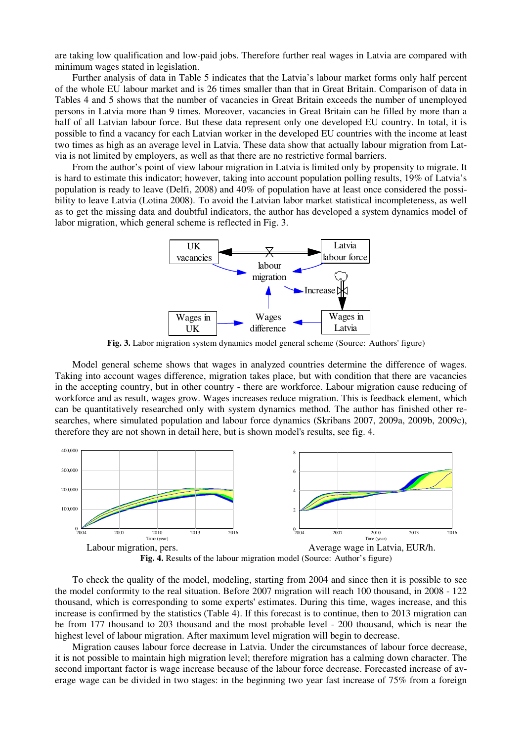are taking low qualification and low-paid jobs. Therefore further real wages in Latvia are compared with minimum wages stated in legislation.

Further analysis of data in Table 5 indicates that the Latvia's labour market forms only half percent of the whole EU labour market and is 26 times smaller than that in Great Britain. Comparison of data in Tables 4 and 5 shows that the number of vacancies in Great Britain exceeds the number of unemployed persons in Latvia more than 9 times. Moreover, vacancies in Great Britain can be filled by more than a half of all Latvian labour force. But these data represent only one developed EU country. In total, it is possible to find a vacancy for each Latvian worker in the developed EU countries with the income at least two times as high as an average level in Latvia. These data show that actually labour migration from Latvia is not limited by employers, as well as that there are no restrictive formal barriers.

From the author's point of view labour migration in Latvia is limited only by propensity to migrate. It is hard to estimate this indicator; however, taking into account population polling results, 19% of Latvia's population is ready to leave (Delfi, 2008) and 40% of population have at least once considered the possibility to leave Latvia (Lotina 2008). To avoid the Latvian labor market statistical incompleteness, as well as to get the missing data and doubtful indicators, the author has developed a system dynamics model of labor migration, which general scheme is reflected in Fig. 3.

**Fig. 3.** Labor migration system dynamics model general scheme (Source: Authors' figure)

Model general scheme shows that wages in analyzed countries determine the difference of wages. Taking into account wages difference, migration takes place, but with condition that there are vacancies in the accepting country, but in other country - there are workforce. Labour migration cause reducing of workforce and as result, wages grow. Wages increases reduce migration. This is feedback element, which can be quantitatively researched only with system dynamics method. The author has finished other researches, where simulated population and labour force dynamics (Skribans 2007, 2009a, 2009b, 2009c), therefore they are not shown in detail here, but is shown model's results, see fig. 4.

Labour migration, pers. Average wage in Latvia, EUR/h.

**Fig. 4.** Results of the labour migration model (Source: Author's figure)

To check the quality of the model, modeling, starting from 2004 and since then it is possible to see the model conformity to the real situation. Before 2007 migration will reach 100 thousand, in 2008 - 122 thousand, which is corresponding to some experts' estimates. During this time, wages increase, and this increase is confirmed by the statistics (Table 4). If this forecast is to continue, then to 2013 migration can be from 177 thousand to 203 thousand and the most probable level - 200 thousand, which is near the highest level of labour migration. After maximum level migration will begin to decrease.

Migration causes labour force decrease in Latvia. Under the circumstances of labour force decrease, it is not possible to maintain high migration level; therefore migration has a calming down character. The second important factor is wage increase because of the labour force decrease. Forecasted increase of average wage can be divided in two stages: in the beginning two year fast increase of 75% from a foreign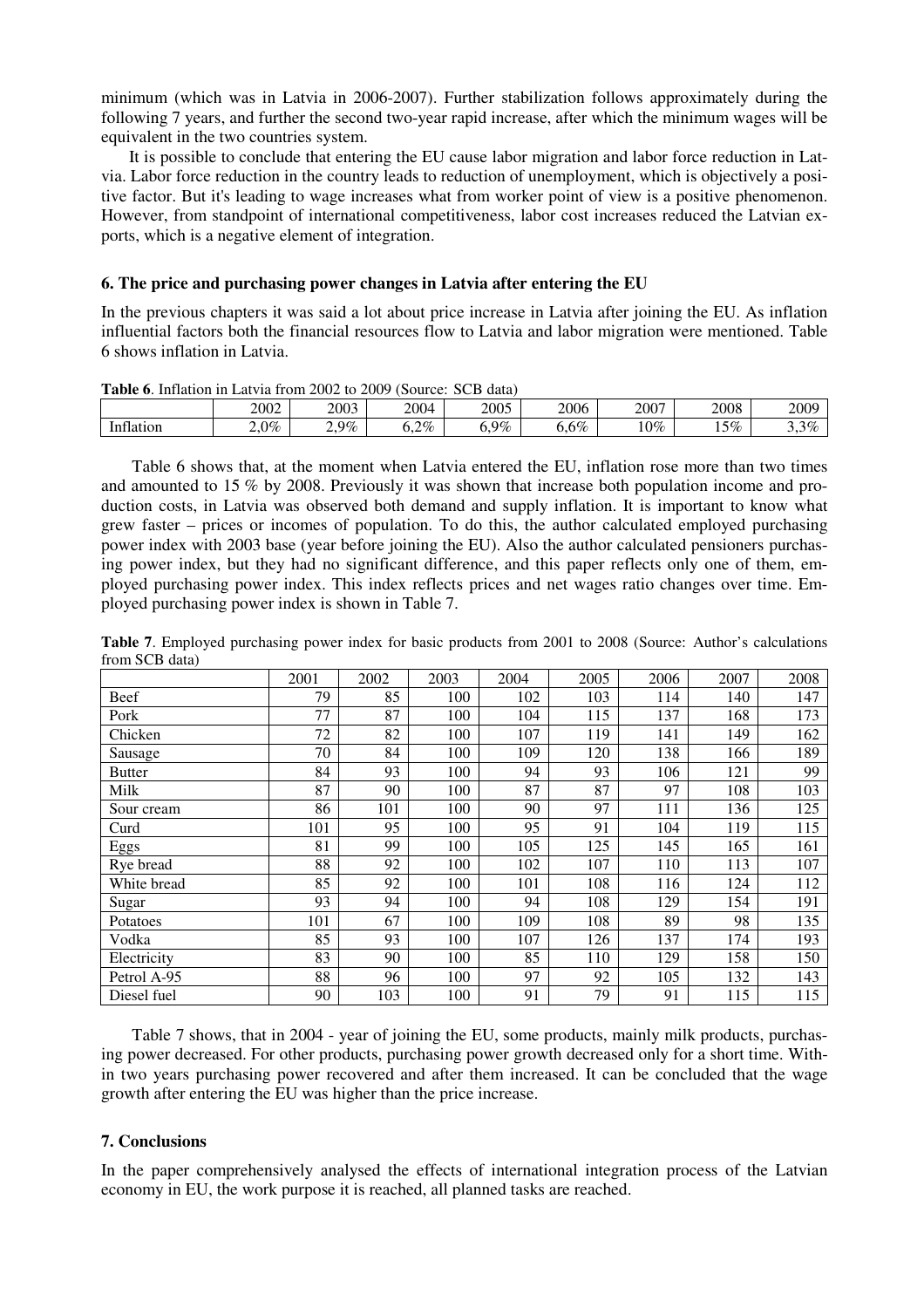minimum (which was in Latvia in 2006-2007). Further stabilization follows approximately during the following 7 years, and further the second two-year rapid increase, after which the minimum wages will be equivalent in the two countries system.

It is possible to conclude that entering the EU cause labor migration and labor force reduction in Latvia. Labor force reduction in the country leads to reduction of unemployment, which is objectively a positive factor. But it's leading to wage increases what from worker point of view is a positive phenomenon. However, from standpoint of international competitiveness, labor cost increases reduced the Latvian exports, which is a negative element of integration.

### 6. The price and purchasing power changes in Latvia after entering the EU

In the previous chapters it was said a lot about price increase in Latvia after joining the EU. As inflation influential factors both the financial resources flow to Latvia and labor migration were mentioned. Table 6 shows inflation in Latvia.

**Table 6**. Inflation in Latvia from 2002 to 2009 (Source: SCB data)

| | 2002 | 2003 | 2004 | 2005 | 2006 | 2007 | 2008 | 2009 |
|---|---|---|---|---|---|---|---|---|
| Inflation | 2,0% | 2,9% | 6,2% | 6,9% | 6,6% | 10% | 15% | 3,3% |

Table 6 shows that, at the moment when Latvia entered the EU, inflation rose more than two times and amounted to 15 % by 2008. Previously it was shown that increase both population income and production costs, in Latvia was observed both demand and supply inflation. It is important to know what grew faster – prices or incomes of population. To do this, the author calculated employed purchasing power index with 2003 base (year before joining the EU). Also the author calculated pensioners purchasing power index, but they had no significant difference, and this paper reflects only one of them, employed purchasing power index. This index reflects prices and net wages ratio changes over time. Employed purchasing power index is shown in Table 7.

**Table 7**. Employed purchasing power index for basic products from 2001 to 2008 (Source: Author's calculations from SCB data)

| | 2001 | 2002 | 2003 | 2004 | 2005 | 2006 | 2007 | 2008 |
|---|---|---|---|---|---|---|---|---|
| Beef | 79 | 85 | 100 | 102 | 103 | 114 | 140 | 147 |
| Pork | 77 | 87 | 100 | 104 | 115 | 137 | 168 | 173 |
| Chicken | 72 | 82 | 100 | 107 | 119 | 141 | 149 | 162 |
| Sausage | 70 | 84 | 100 | 109 | 120 | 138 | 166 | 189 |
| Butter | 84 | 93 | 100 | 94 | 93 | 106 | 121 | 99 |
| Milk | 87 | 90 | 100 | 87 | 87 | 97 | 108 | 103 |
| Sour cream | 86 | 101 | 100 | 90 | 97 | 111 | 136 | 125 |
| Curd | 101 | 95 | 100 | 95 | 91 | 104 | 119 | 115 |
| Eggs | 81 | 99 | 100 | 105 | 125 | 145 | 165 | 161 |
| Rye bread | 88 | 92 | 100 | 102 | 107 | 110 | 113 | 107 |
| White bread | 85 | 92 | 100 | 101 | 108 | 116 | 124 | 112 |
| Sugar | 93 | 94 | 100 | 94 | 108 | 129 | 154 | 191 |
| Potatoes | 101 | 67 | 100 | 109 | 108 | 89 | 98 | 135 |
| Vodka | 85 | 93 | 100 | 107 | 126 | 137 | 174 | 193 |
| Electricity | 83 | 90 | 100 | 85 | 110 | 129 | 158 | 150 |
| Petrol A-95 | 88 | 96 | 100 | 97 | 92 | 105 | 132 | 143 |
| Diesel fuel | 90 | 103 | 100 | 91 | 79 | 91 | 115 | 115 |

Table 7 shows, that in 2004 - year of joining the EU, some products, mainly milk products, purchasing power decreased. For other products, purchasing power growth decreased only for a short time. Within two years purchasing power recovered and after them increased. It can be concluded that the wage growth after entering the EU was higher than the price increase.

### 7. Conclusions

In the paper comprehensively analysed the effects of international integration process of the Latvian economy in EU, the work purpose it is reached, all planned tasks are reached.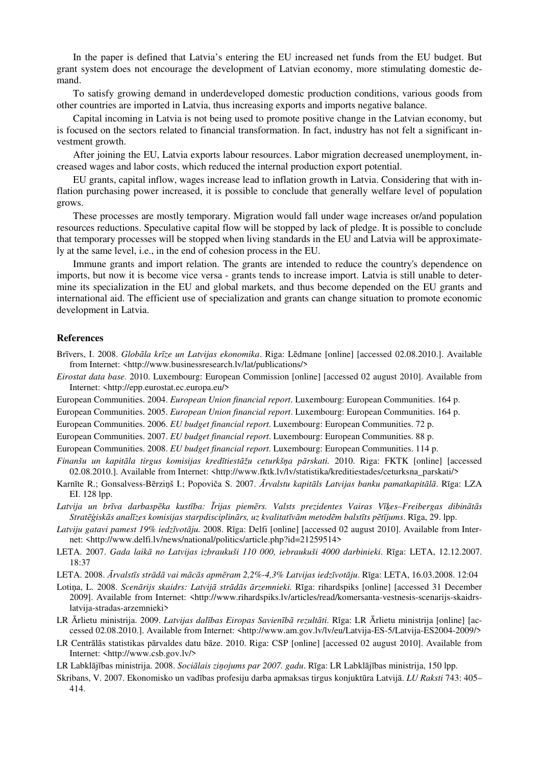In the paper is defined that Latvia's entering the EU increased net funds from the EU budget. But grant system does not encourage the development of Latvian economy, more stimulating domestic demand.

To satisfy growing demand in underdeveloped domestic production conditions, various goods from other countries are imported in Latvia, thus increasing exports and imports negative balance.

Capital incoming in Latvia is not being used to promote positive change in the Latvian economy, but is focused on the sectors related to financial transformation. In fact, industry has not felt a significant investment growth.

After joining the EU, Latvia exports labour resources. Labor migration decreased unemployment, increased wages and labor costs, which reduced the internal production export potential.

EU grants, capital inflow, wages increase lead to inflation growth in Latvia. Considering that with inflation purchasing power increased, it is possible to conclude that generally welfare level of population grows.

These processes are mostly temporary. Migration would fall under wage increases or/and population resources reductions. Speculative capital flow will be stopped by lack of pledge. It is possible to conclude that temporary processes will be stopped when living standards in the EU and Latvia will be approximately at the same level, i.e., in the end of cohesion process in the EU.

Immune grants and import relation. The grants are intended to reduce the country's dependence on imports, but now it is become vice versa - grants tends to increase import. Latvia is still unable to determine its specialization in the EU and global markets, and thus become depended on the EU grants and international aid. The efficient use of specialization and grants can change situation to promote economic development in Latvia.

## References

Brīvers, I. 2008. *Globāla krīze un Latvijas ekonomika*. Riga: Lēdmane [online] [accessed 02.08.2010.]. Available from Internet: <http://www.businessresearch.lv/lat/publications/>

*Eirostat data base.* 2010. Luxembourg: European Commission [online] [accessed 02 august 2010]. Available from Internet: <http://epp.eurostat.ec.europa.eu/>

European Communities. 2004. *European Union financial report*. Luxembourg: European Communities. 164 p.

European Communities. 2005. *European Union financial report*. Luxembourg: European Communities. 164 p.

European Communities. 2006. *EU budget financial report*. Luxembourg: European Communities. 72 p.

European Communities. 2007. *EU budget financial report*. Luxembourg: European Communities. 88 p.

European Communities. 2008. *EU budget financial report*. Luxembourg: European Communities. 114 p.

*Finanšu un kapitāla tirgus komisijas kredītiestāžu ceturkšņa pārskati.* 2010. Riga: FKTK [online] [accessed 02.08.2010.]. Available from Internet: <http://www.fktk.lv/lv/statistika/kreditiestades/ceturksna_parskati/>

Karnīte R.; Gonsalvess-Bērziņš I.; Popoviča S. 2007. *Ārvalstu kapitāls Latvijas banku pamatkapitālā*. Rīga: LZA EI. 128 lpp.

*Latvija un brīva darbaspēka kustība: Īrijas piemērs. Valsts prezidentes Vairas Vīķes–Freibergas dibinātās Stratēģiskās analīzes komisijas starpdisciplinārs, uz kvalitatīvām metodēm balstīts pētījums*. Rīga, 29. lpp.

*Latviju gatavi pamest 19% iedzīvotāju.* 2008. Rīga: Delfi [online] [accessed 02 august 2010]. Available from Internet: <http://www.delfi.lv/news/national/politics/article.php?id=21259514>

LETA. 2007. *Gada laikā no Latvijas izbraukuši 110 000, iebraukuši 4000 darbinieki*. Rīga: LETA, 12.12.2007. 18:37

LETA. 2008. *Ārvalstīs strādā vai mācās apmēram 2,2%-4,3% Latvijas iedzīvotāju*. Rīga: LETA, 16.03.2008. 12:04

Lotiņa, L. 2008. *Scenārijs skaidrs: Latvijā strādās ārzemnieki.* Rīga: rihardspiks [online] [accessed 31 December 2009]. Available from Internet: <http://www.rihardspiks.lv/articles/read/komersanta-vestnesis-scenarijs-skaidrs-latvija-stradas-arzemnieki>

LR Ārlietu ministrija. 2009. *Latvijas dalības Eiropas Savienībā rezultāti*. Rīga: LR Ārlietu ministrija [online] [accessed 02.08.2010.]. Available from Internet: <http://www.am.gov.lv/lv/eu/Latvija-ES-5/Latvija-ES2004-2009/>

LR Centrālās statistikas pārvaldes datu bāze. 2010. Riga: CSP [online] [accessed 02 august 2010]. Available from Internet: <http://www.csb.gov.lv/>

LR Labklājības ministrija. 2008. *Sociālais ziņojums par 2007. gadu*. Rīga: LR Labklājības ministrija, 150 lpp.

Skribans, V. 2007. Ekonomisko un vadības profesiju darba apmaksas tirgus konjuktūra Latvijā. *LU Raksti* 743: 405–414.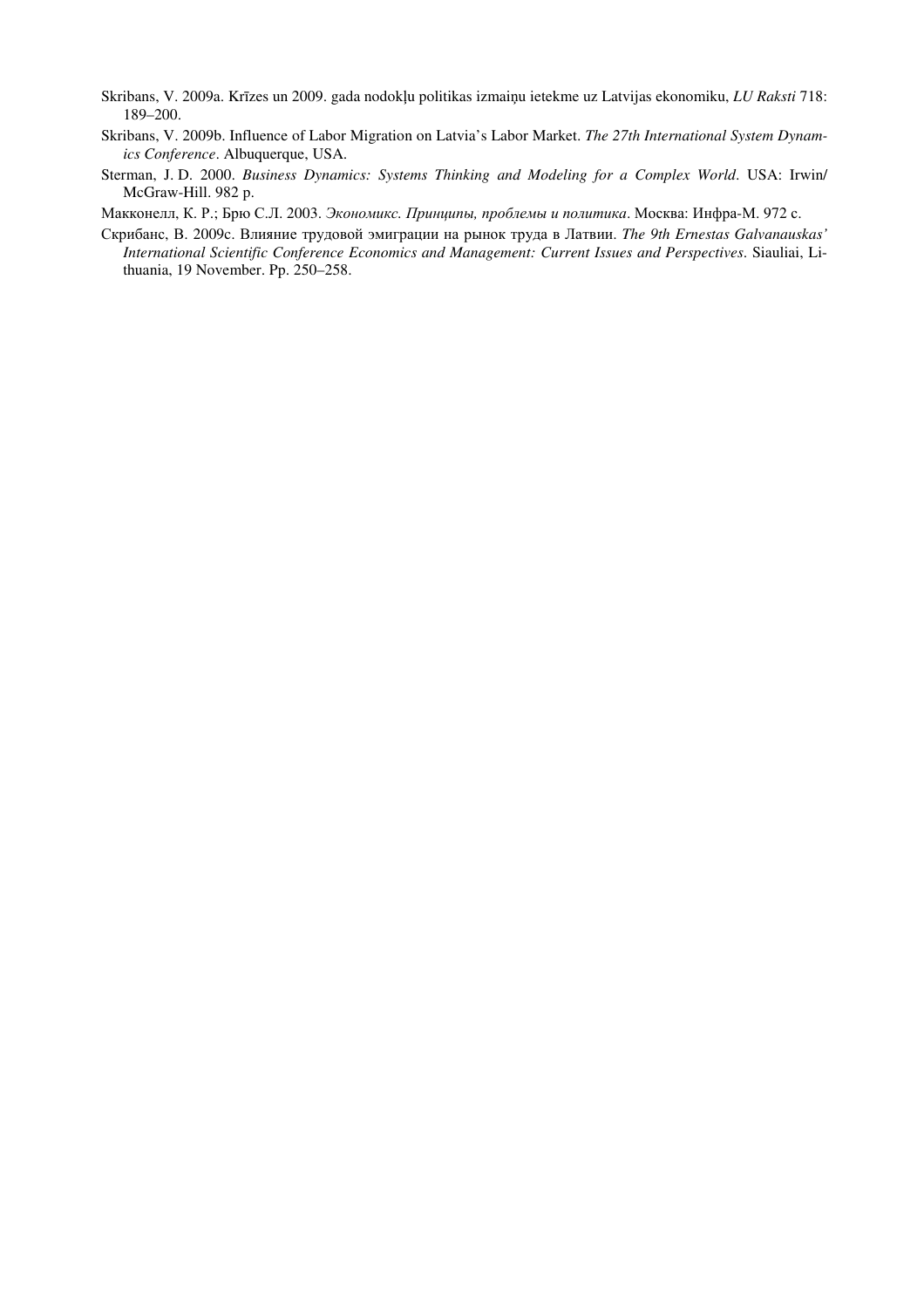Skribans, V. 2009a. Krīzes un 2009. gada nodokļu politikas izmaiņu ietekme uz Latvijas ekonomiku, *LU Raksti* 718: 189–200.

Skribans, V. 2009b. Influence of Labor Migration on Latvia's Labor Market. *The 27th International System Dynamics Conference*. Albuquerque, USA.

Sterman, J. D. 2000. *Business Dynamics: Systems Thinking and Modeling for a Complex World*. USA: Irwin/McGraw-Hill. 982 p.

Макконелл, К. Р.; Брю С.Л. 2003. *Экономикс. Принципы, проблемы и политика*. Москва: Инфра-М. 972 с.

Скрибанс, В. 2009c. Влияние трудовой эмиграции на рынок труда в Латвии. *The 9th Ernestas Galvanauskas' International Scientific Conference Economics and Management: Current Issues and Perspectives*. Siauliai, Lithuania, 19 November. Pp. 250–258.